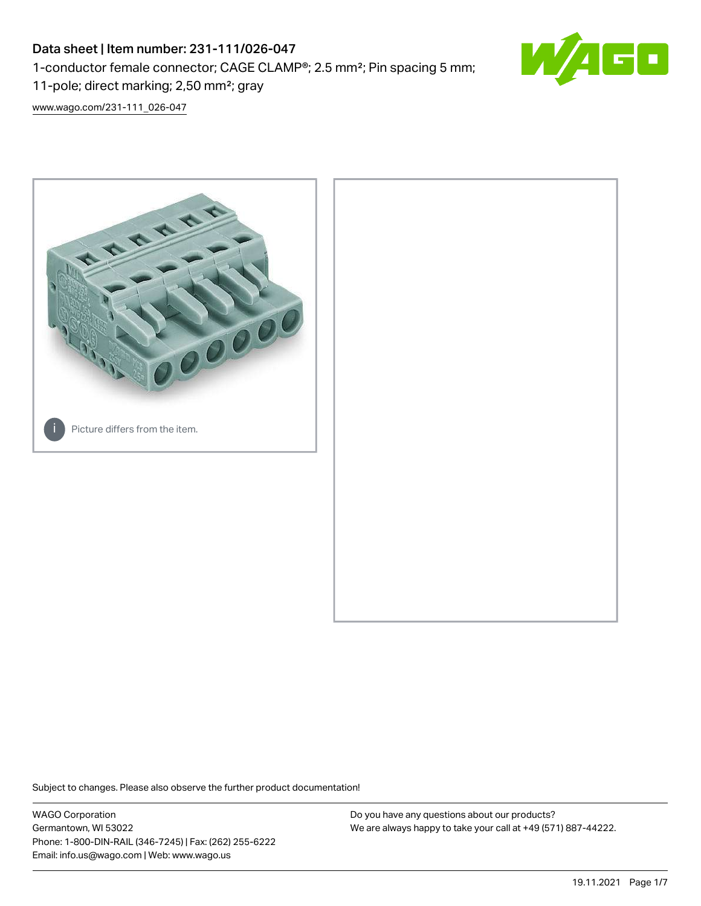# Data sheet | Item number: 231-111/026-047

1-conductor female connector; CAGE CLAMP®; 2.5 mm²; Pin spacing 5 mm; 11-pole; direct marking; 2,50 mm²; gray

www.wago.com/231-111_026-047

Picture differs from the item.

Subject to changes. Please also observe the further product documentation!

WAGO Corporation
Germantown, WI 53022
Phone: 1-800-DIN-RAIL (346-7245) | Fax: (262) 255-6222
Email: info.us@wago.com | Web: www.wago.us

Do you have any questions about our products?
We are always happy to take your call at +49 (571) 887-44222.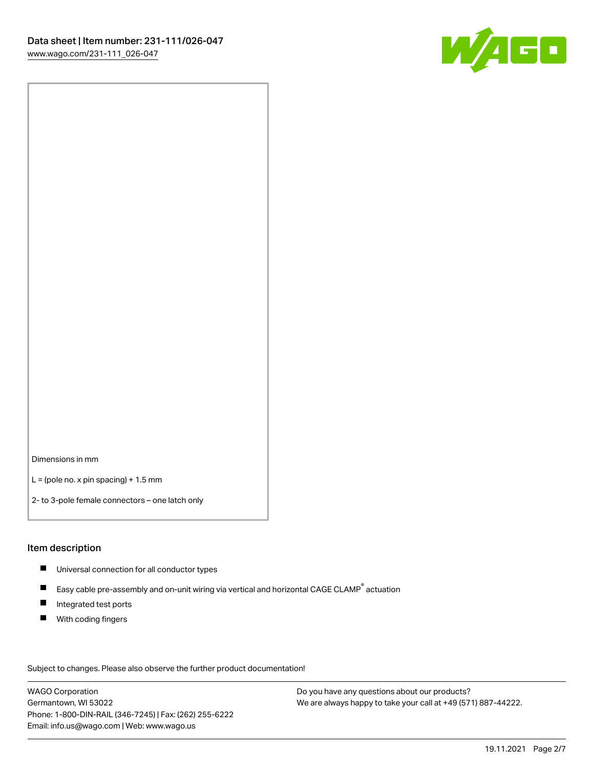Dimensions in mm

L = (pole no. x pin spacing) + 1.5 mm

2- to 3-pole female connectors – one latch only

## Item description

- Universal connection for all conductor types
- Easy cable pre-assembly and on-unit wiring via vertical and horizontal CAGE CLAMP® actuation
- Integrated test ports
- With coding fingers

Subject to changes. Please also observe the further product documentation!

WAGO Corporation
Germantown, WI 53022
Phone: 1-800-DIN-RAIL (346-7245) | Fax: (262) 255-6222
Email: info.us@wago.com | Web: www.wago.us

Do you have any questions about our products?
We are always happy to take your call at +49 (571) 887-44222.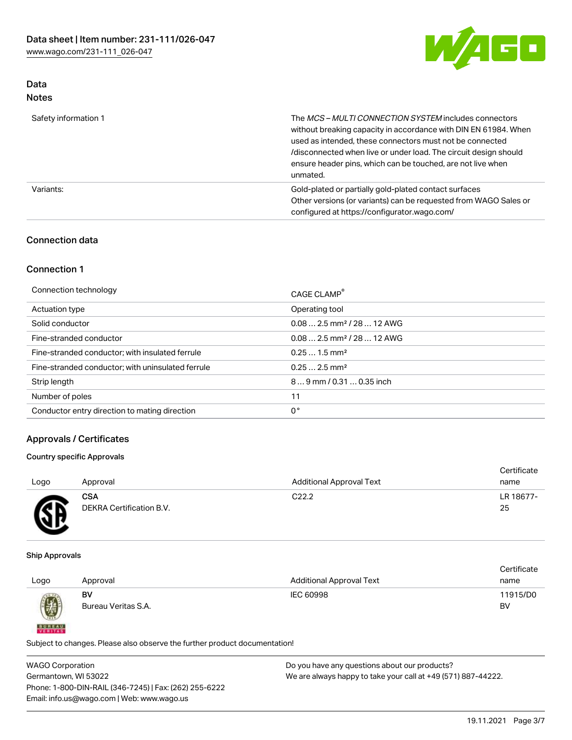## Data
### Notes

| | |
|---|---|
| Safety information 1 | The *MCS – MULTI CONNECTION SYSTEM* includes connectors without breaking capacity in accordance with DIN EN 61984. When used as intended, these connectors must not be connected /disconnected when live or under load. The circuit design should ensure header pins, which can be touched, are not live when unmated. |
| Variants: | Gold-plated or partially gold-plated contact surfaces<br>Other versions (or variants) can be requested from WAGO Sales or configured at https://configurator.wago.com/ |

## Connection data

### Connection 1

| | |
|---|---|
| Connection technology | CAGE CLAMP® |
| Actuation type | Operating tool |
| Solid conductor | 0.08 … 2.5 mm² / 28 … 12 AWG |
| Fine-stranded conductor | 0.08 … 2.5 mm² / 28 … 12 AWG |
| Fine-stranded conductor; with insulated ferrule | 0.25 … 1.5 mm² |
| Fine-stranded conductor; with uninsulated ferrule | 0.25 … 2.5 mm² |
| Strip length | 8 … 9 mm / 0.31 … 0.35 inch |
| Number of poles | 11 |
| Conductor entry direction to mating direction | 0° |

## Approvals / Certificates

#### Country specific Approvals

| Logo | Approval | Additional Approval Text | Certificate name |
|---|---|---|---|
| | **CSA**<br>DEKRA Certification B.V. | C22.2 | LR 18677-25 |

#### Ship Approvals

| Logo | Approval | Additional Approval Text | Certificate name |
|---|---|---|---|
| | **BV**<br>Bureau Veritas S.A. | IEC 60998 | 11915/D0 BV |

Subject to changes. Please also observe the further product documentation!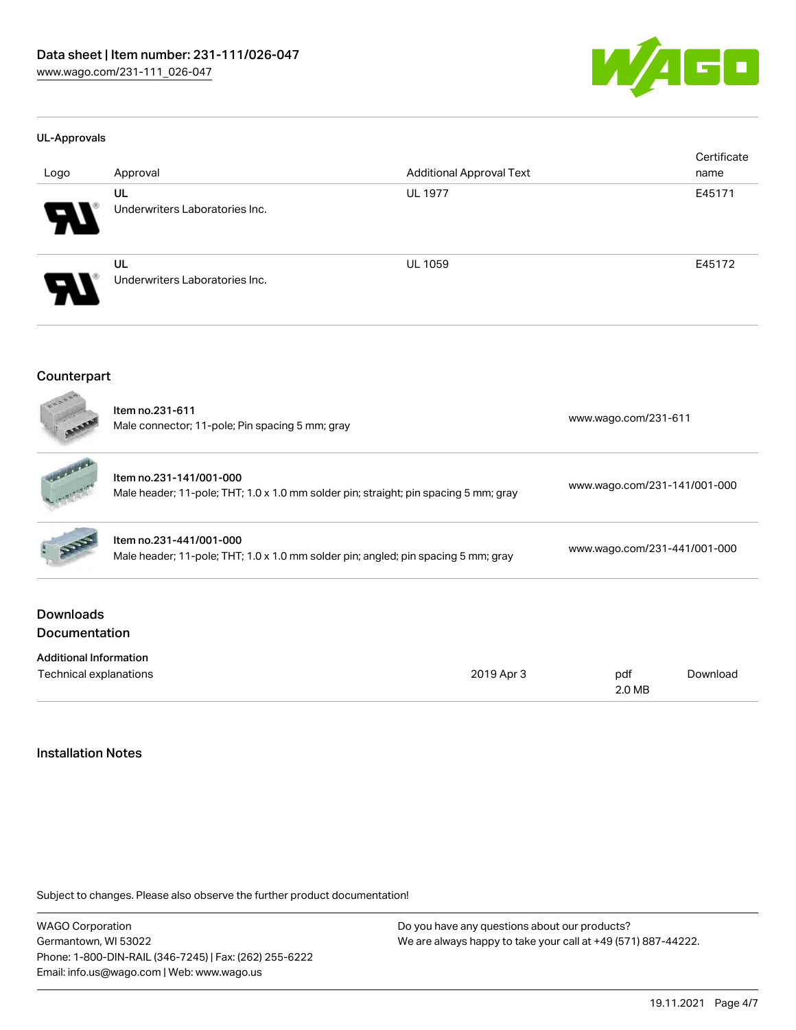### UL-Approvals

| Logo | Approval | Additional Approval Text | Certificate name |
| --- | --- | --- | --- |
| | UL<br>Underwriters Laboratories Inc. | UL 1977 | E45171 |
| | UL<br>Underwriters Laboratories Inc. | UL 1059 | E45172 |

## Counterpart

| | | |
| --- | --- | --- |
| | **Item no.231-611**<br>Male connector; 11-pole; Pin spacing 5 mm; gray | www.wago.com/231-611 |
| | **Item no.231-141/001-000**<br>Male header; 11-pole; THT; 1.0 x 1.0 mm solder pin; straight; pin spacing 5 mm; gray | www.wago.com/231-141/001-000 |
| | **Item no.231-441/001-000**<br>Male header; 11-pole; THT; 1.0 x 1.0 mm solder pin; angled; pin spacing 5 mm; gray | www.wago.com/231-441/001-000 |

## Downloads
## Documentation

### Additional Information

| | | | |
| --- | --- | --- | --- |
| Technical explanations | 2019 Apr 3 | pdf<br>2.0 MB | Download |

## Installation Notes

Subject to changes. Please also observe the further product documentation!

WAGO Corporation
Germantown, WI 53022
Phone: 1-800-DIN-RAIL (346-7245) | Fax: (262) 255-6222
Email: info.us@wago.com | Web: www.wago.us

Do you have any questions about our products?
We are always happy to take your call at +49 (571) 887-44222.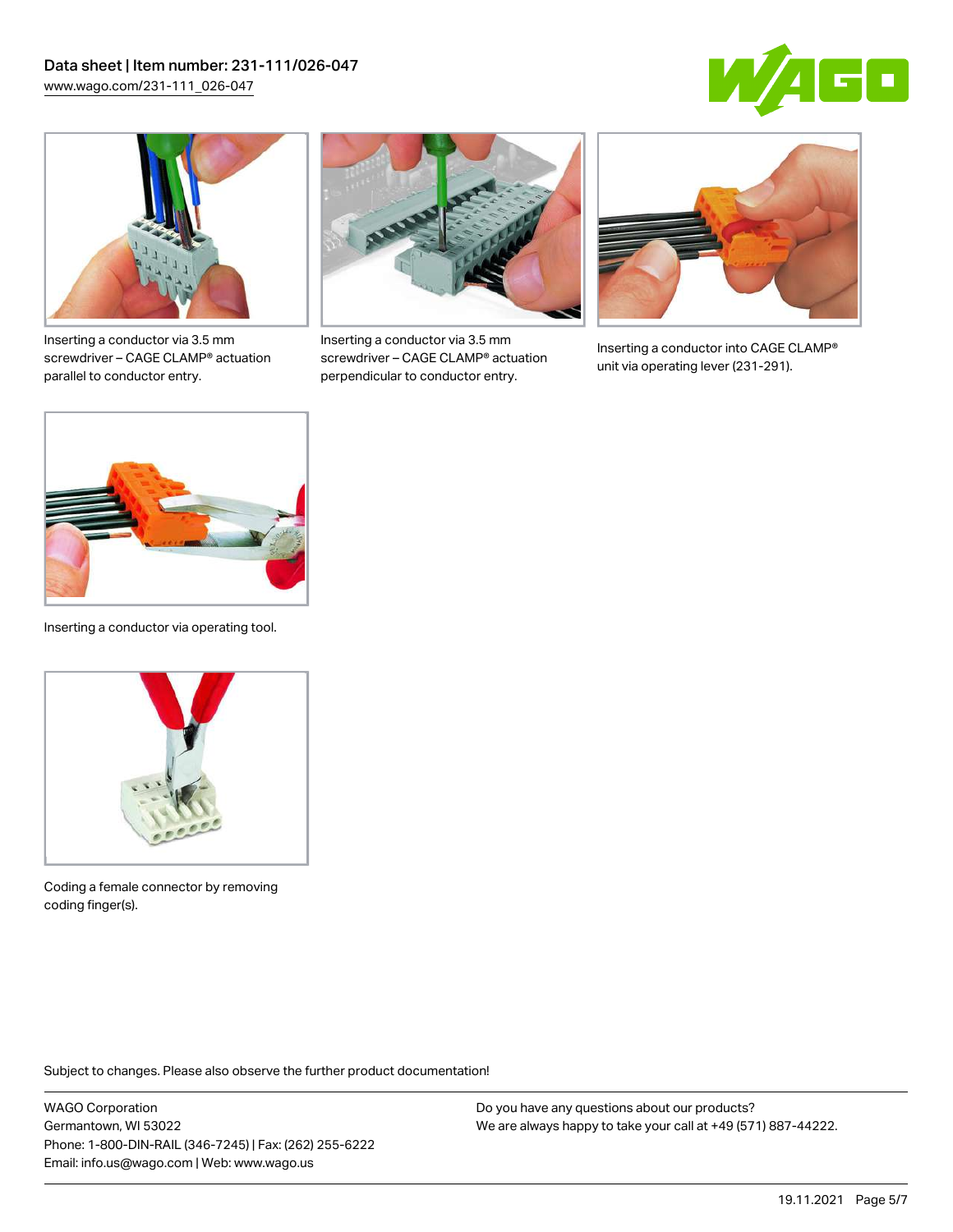Inserting a conductor via 3.5 mm screwdriver – CAGE CLAMP® actuation parallel to conductor entry.

Inserting a conductor via 3.5 mm screwdriver – CAGE CLAMP® actuation perpendicular to conductor entry.

Inserting a conductor into CAGE CLAMP® unit via operating lever (231-291).

Inserting a conductor via operating tool.

Coding a female connector by removing coding finger(s).

Subject to changes. Please also observe the further product documentation!

WAGO Corporation
Germantown, WI 53022
Phone: 1-800-DIN-RAIL (346-7245) | Fax: (262) 255-6222
Email: info.us@wago.com | Web: www.wago.us

Do you have any questions about our products?
We are always happy to take your call at +49 (571) 887-44222.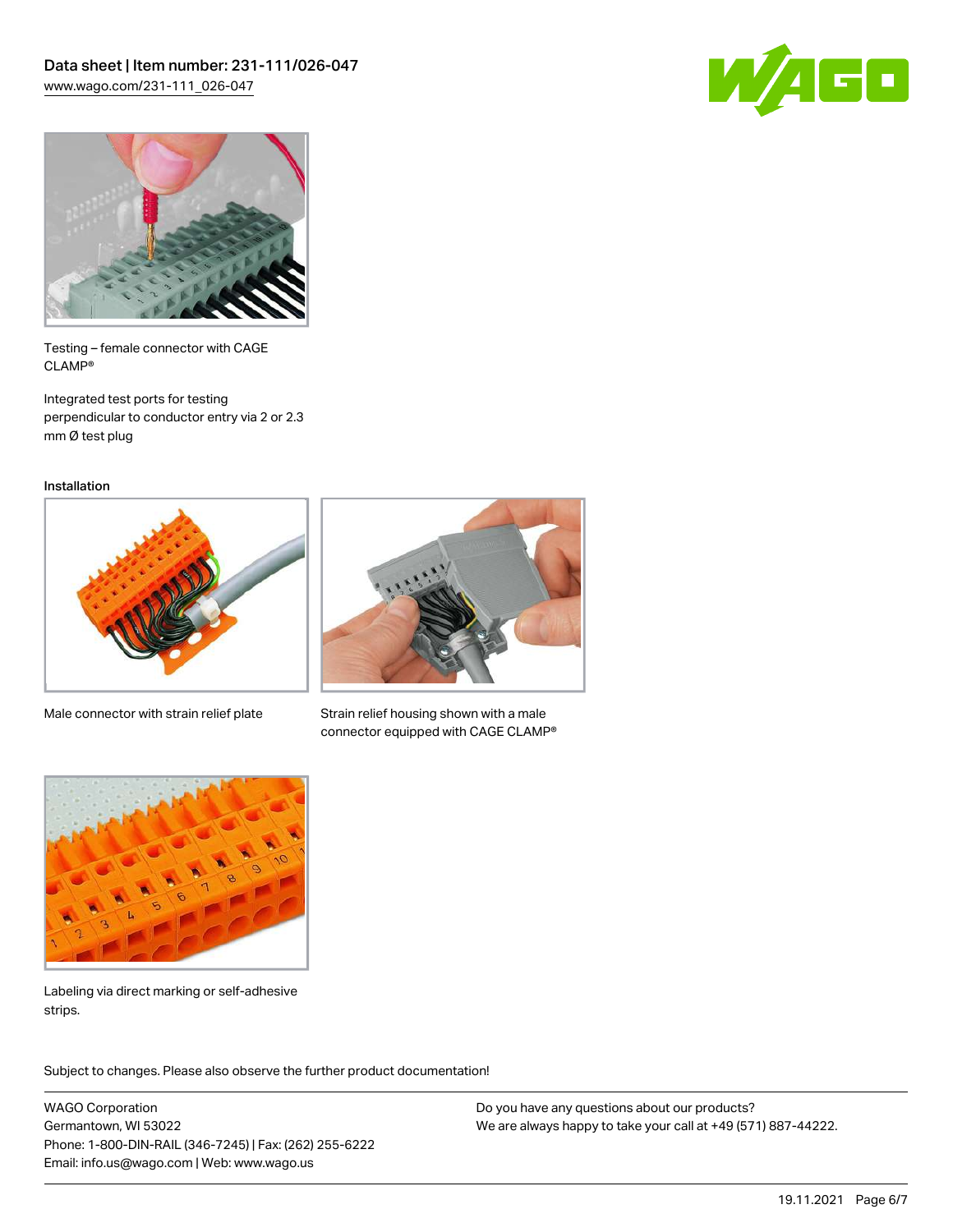Testing – female connector with CAGE CLAMP®

Integrated test ports for testing perpendicular to conductor entry via 2 or 2.3 mm Ø test plug

Installation

Male connector with strain relief plate

Strain relief housing shown with a male connector equipped with CAGE CLAMP®

Labeling via direct marking or self-adhesive strips.

Subject to changes. Please also observe the further product documentation!

WAGO Corporation
Germantown, WI 53022
Phone: 1-800-DIN-RAIL (346-7245) | Fax: (262) 255-6222
Email: info.us@wago.com | Web: www.wago.us

Do you have any questions about our products?
We are always happy to take your call at +49 (571) 887-44222.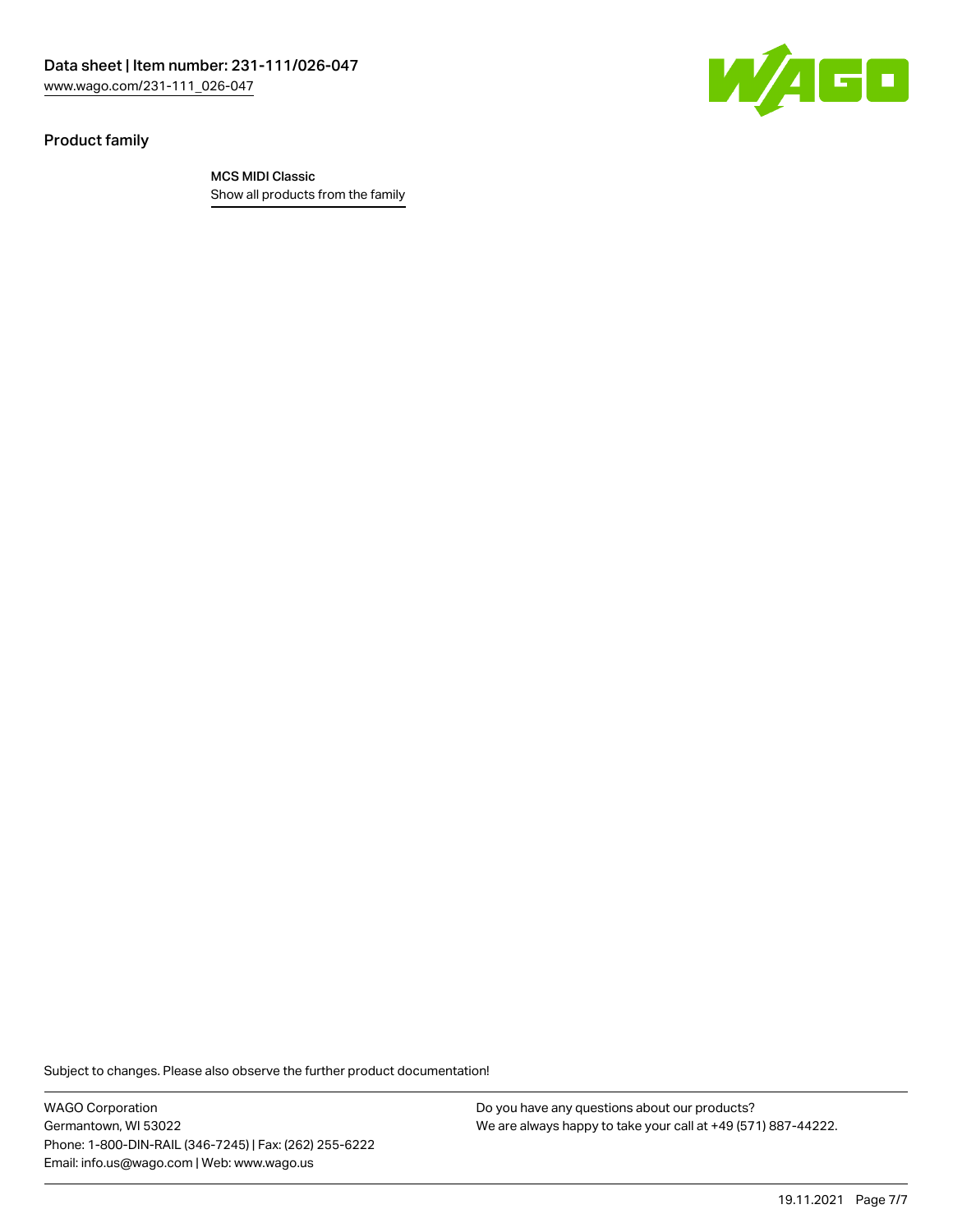## Product family

**MCS MIDI Classic**
Show all products from the family